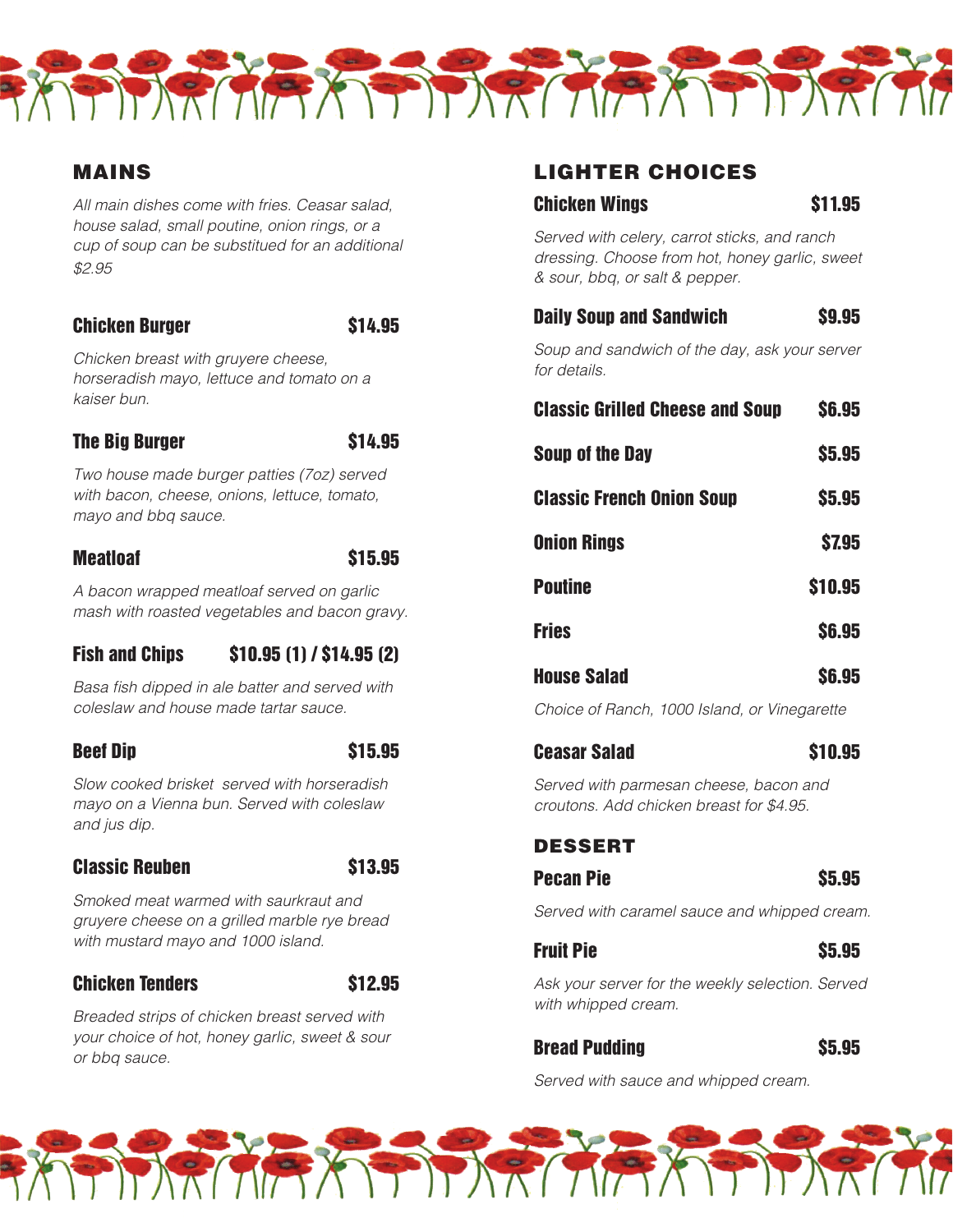## MAINS

*All main dishes come with fries. Ceasar salad, house salad, small poutine, onion rings, or a cup of soup can be substitued for an additional $2.95*

### Chicken Burger — $14.95

*Chicken breast with gruyere cheese, horseradish mayo, lettuce and tomato on a kaiser bun.*

### The Big Burger — $14.95

*Two house made burger patties (7oz) served with bacon, cheese, onions, lettuce, tomato, mayo and bbq sauce.*

### Meatloaf — $15.95

*A bacon wrapped meatloaf served on garlic mash with roasted vegetables and bacon gravy.*

### Fish and Chips — $10.95 (1) / $14.95 (2)

*Basa fish dipped in ale batter and served with coleslaw and house made tartar sauce.*

### Beef Dip — $15.95

*Slow cooked brisket served with horseradish mayo on a Vienna bun. Served with coleslaw and jus dip.*

### Classic Reuben — $13.95

*Smoked meat warmed with saurkraut and gruyere cheese on a grilled marble rye bread with mustard mayo and 1000 island.*

### Chicken Tenders — $12.95

*Breaded strips of chicken breast served with your choice of hot, honey garlic, sweet & sour or bbq sauce.*

## LIGHTER CHOICES

### Chicken Wings — $11.95

*Served with celery, carrot sticks, and ranch dressing. Choose from hot, honey garlic, sweet & sour, bbq, or salt & pepper.*

### Daily Soup and Sandwich — $9.95

*Soup and sandwich of the day, ask your server for details.*

### Classic Grilled Cheese and Soup — $6.95

### Soup of the Day — $5.95

### Classic French Onion Soup — $5.95

### Onion Rings — $7.95

### Poutine — $10.95

### Fries — $6.95

### House Salad — $6.95

*Choice of Ranch, 1000 Island, or Vinegarette*

### Ceasar Salad — $10.95

*Served with parmesan cheese, bacon and croutons. Add chicken breast for $4.95.*

## DESSERT

### Pecan Pie — $5.95

*Served with caramel sauce and whipped cream.*

### Fruit Pie — $5.95

*Ask your server for the weekly selection. Served with whipped cream.*

### Bread Pudding — $5.95

*Served with sauce and whipped cream.*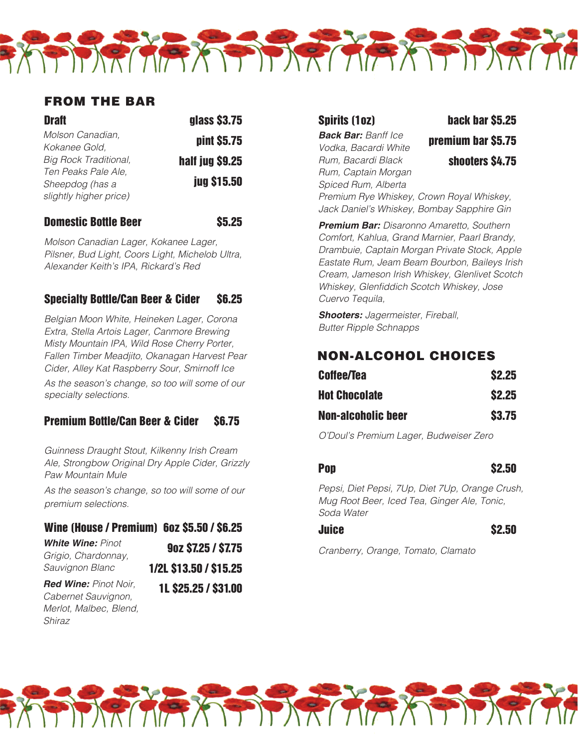## FROM THE BAR

### Draft

glass $3.75
pint $5.75
half jug $9.25
jug $15.50

*Molson Canadian, Kokanee Gold, Big Rock Traditional, Ten Peaks Pale Ale, Sheepdog (has a slightly higher price)*

### Domestic Bottle Beer $5.25

*Molson Canadian Lager, Kokanee Lager, Pilsner, Bud Light, Coors Light, Michelob Ultra, Alexander Keith's IPA, Rickard's Red*

### Specialty Bottle/Can Beer & Cider $6.25

*Belgian Moon White, Heineken Lager, Corona Extra, Stella Artois Lager, Canmore Brewing Misty Mountain IPA, Wild Rose Cherry Porter, Fallen Timber Meadjito, Okanagan Harvest Pear Cider, Alley Kat Raspberry Sour, Smirnoff Ice*

*As the season's change, so too will some of our specialty selections.*

### Premium Bottle/Can Beer & Cider $6.75

*Guinness Draught Stout, Kilkenny Irish Cream Ale, Strongbow Original Dry Apple Cider, Grizzly Paw Mountain Mule*

*As the season's change, so too will some of our premium selections.*

### Wine (House / Premium)

6oz $5.50 / $6.25
9oz $7.25 / $7.75
1/2L $13.50 / $15.25
1L $25.25 / $31.00

***White Wine:*** *Pinot Grigio, Chardonnay, Sauvignon Blanc*

***Red Wine:*** *Pinot Noir, Cabernet Sauvignon, Merlot, Malbec, Blend, Shiraz*

### Spirits (1oz)

back bar $5.25
premium bar $5.75
shooters $4.75

***Back Bar:*** *Banff Ice Vodka, Bacardi White Rum, Bacardi Black Rum, Captain Morgan Spiced Rum, Alberta Premium Rye Whiskey, Crown Royal Whiskey, Jack Daniel's Whiskey, Bombay Sapphire Gin*

***Premium Bar:*** *Disaronno Amaretto, Southern Comfort, Kahlua, Grand Marnier, Paarl Brandy, Drambuie, Captain Morgan Private Stock, Apple Eastate Rum, Jeam Beam Bourbon, Baileys Irish Cream, Jameson Irish Whiskey, Glenlivet Scotch Whiskey, Glenfiddich Scotch Whiskey, Jose Cuervo Tequila,*

***Shooters:*** *Jagermeister, Fireball, Butter Ripple Schnapps*

## NON-ALCOHOL CHOICES

### Coffee/Tea $2.25

### Hot Chocolate $2.25

### Non-alcoholic beer $3.75

*O'Doul's Premium Lager, Budweiser Zero*

### Pop $2.50

*Pepsi, Diet Pepsi, 7Up, Diet 7Up, Orange Crush, Mug Root Beer, Iced Tea, Ginger Ale, Tonic, Soda Water*

### Juice $2.50

*Cranberry, Orange, Tomato, Clamato*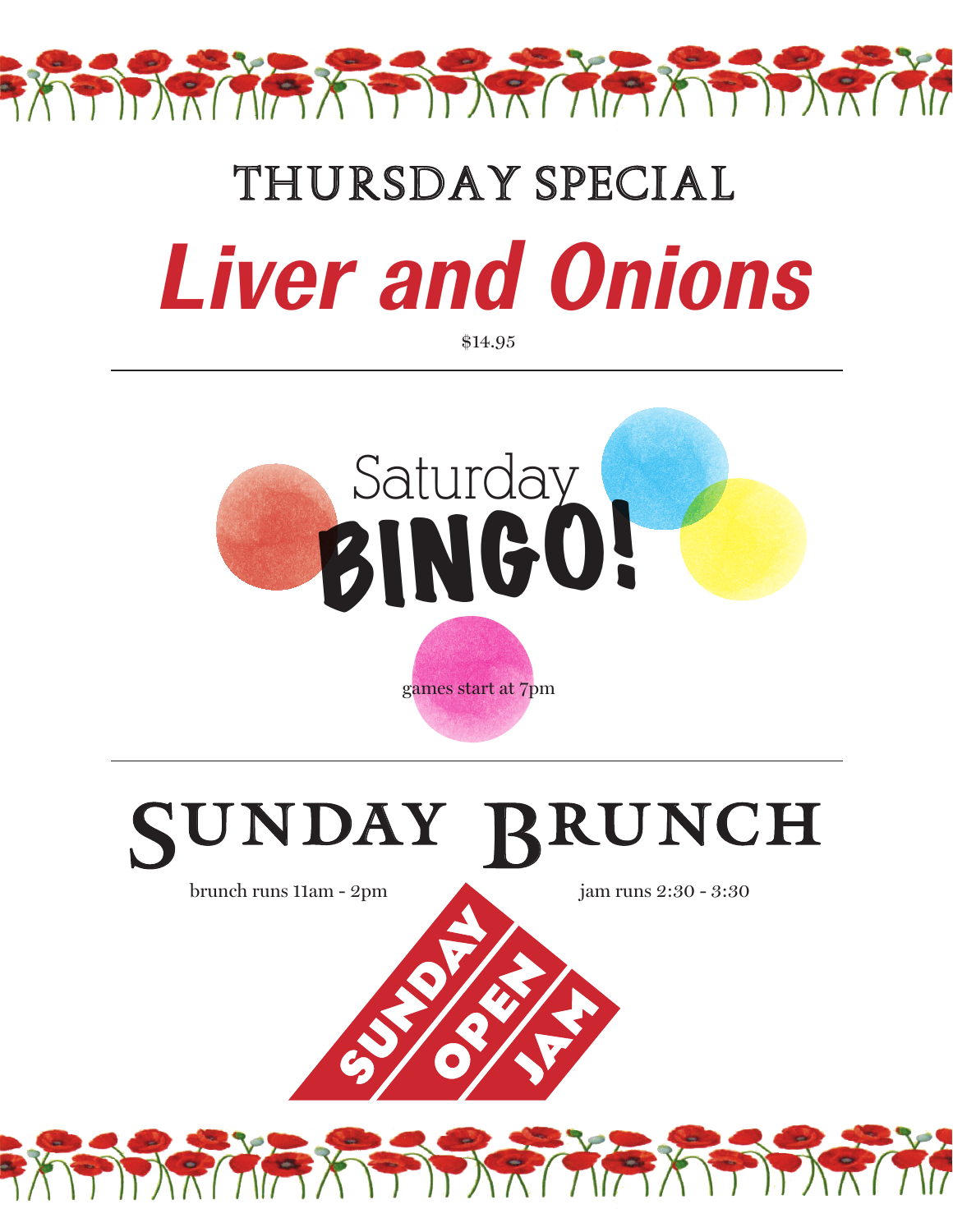## THURSDAY SPECIAL

# *Liver and Onions*

$14.95

---

## Saturday BINGO!

games start at 7pm

---

# SUNDAY BRUNCH

brunch runs 11am - 2pm

jam runs 2:30 - 3:30

**SUNDAY OPEN JAM**